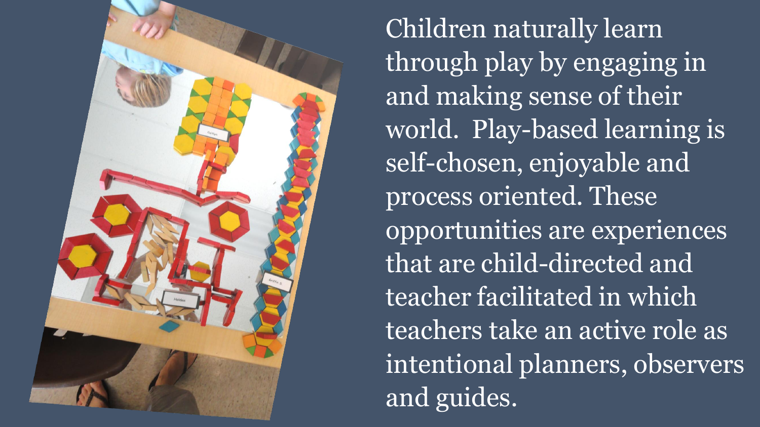Children naturally learn through play by engaging in and making sense of their world. Play-based learning is self-chosen, enjoyable and process oriented. These opportunities are experiences that are child-directed and teacher facilitated in which teachers take an active role as intentional planners, observers and guides.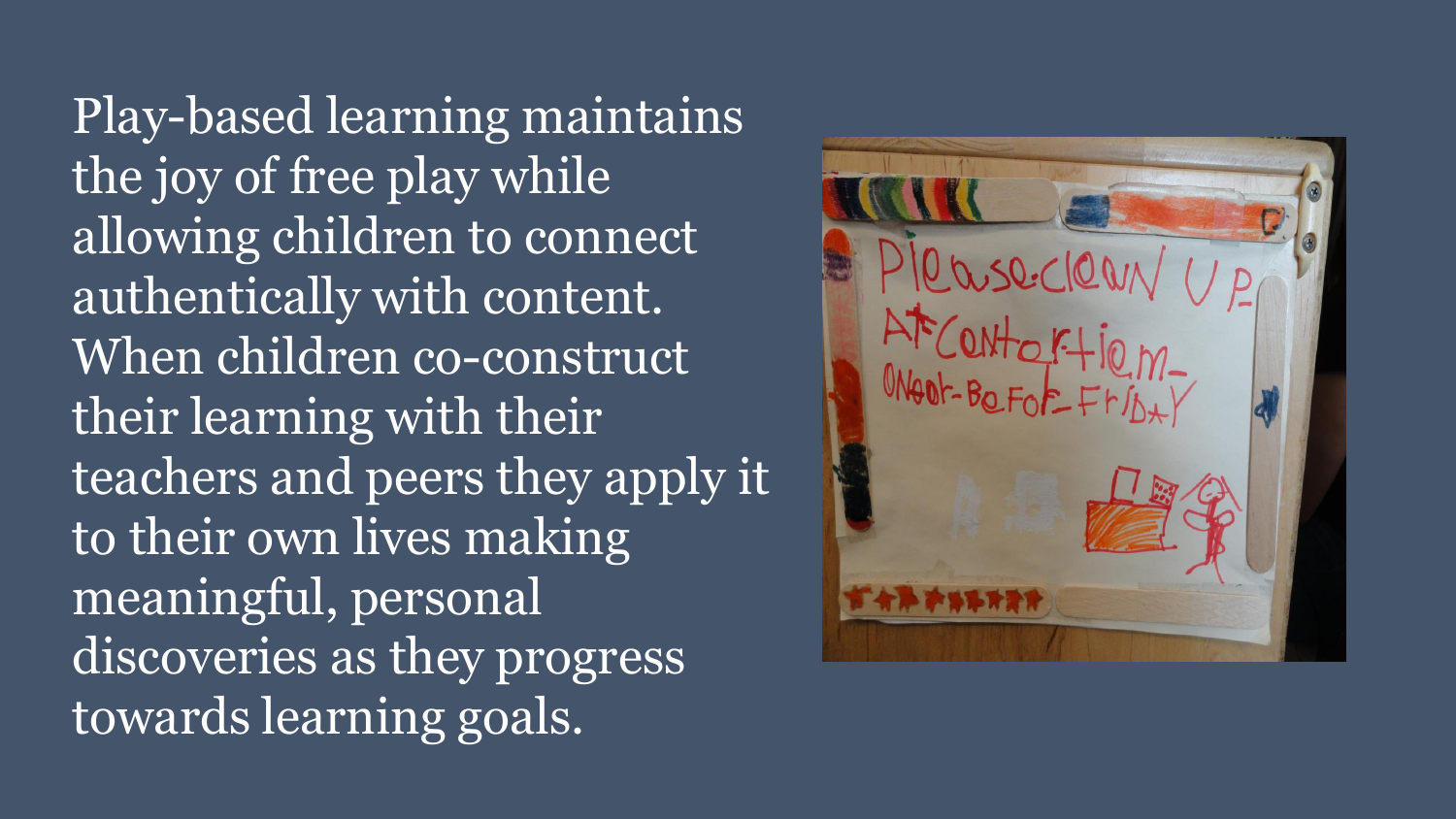Play-based learning maintains the joy of free play while allowing children to connect authentically with content. When children co-construct their learning with their teachers and peers they apply it to their own lives making meaningful, personal discoveries as they progress towards learning goals.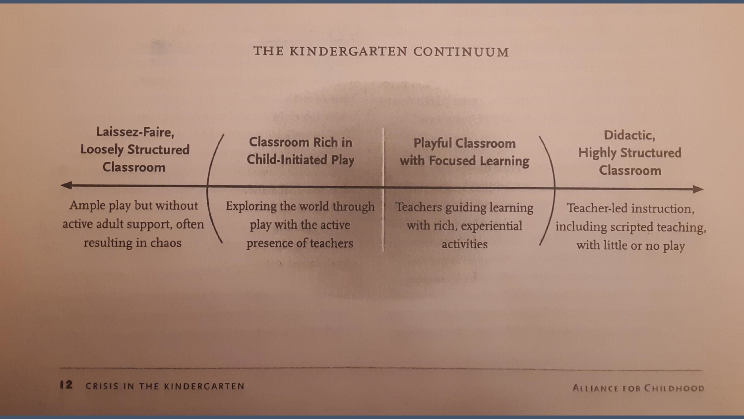## THE KINDERGARTEN CONTINUUM

| Laissez-Faire, Loosely Structured Classroom | Classroom Rich in Child-Initiated Play | Playful Classroom with Focused Learning | Didactic, Highly Structured Classroom |
|---|---|---|---|
| Ample play but without active adult support, often resulting in chaos | Exploring the world through play with the active presence of teachers | Teachers guiding learning with rich, experiential activities | Teacher-led instruction, including scripted teaching, with little or no play |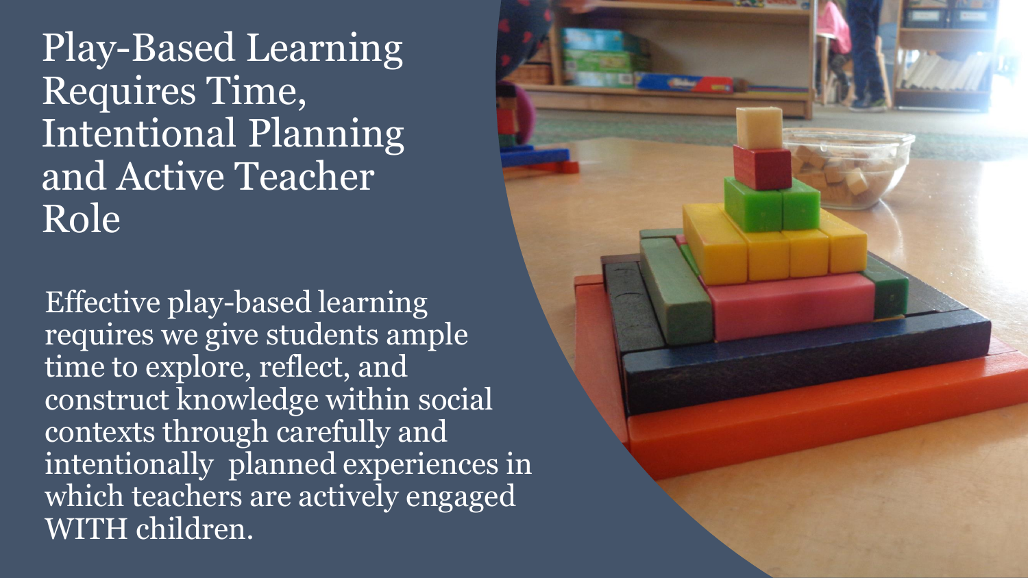# Play-Based Learning Requires Time, Intentional Planning and Active Teacher Role

Effective play-based learning requires we give students ample time to explore, reflect, and construct knowledge within social contexts through carefully and intentionally planned experiences in which teachers are actively engaged WITH children.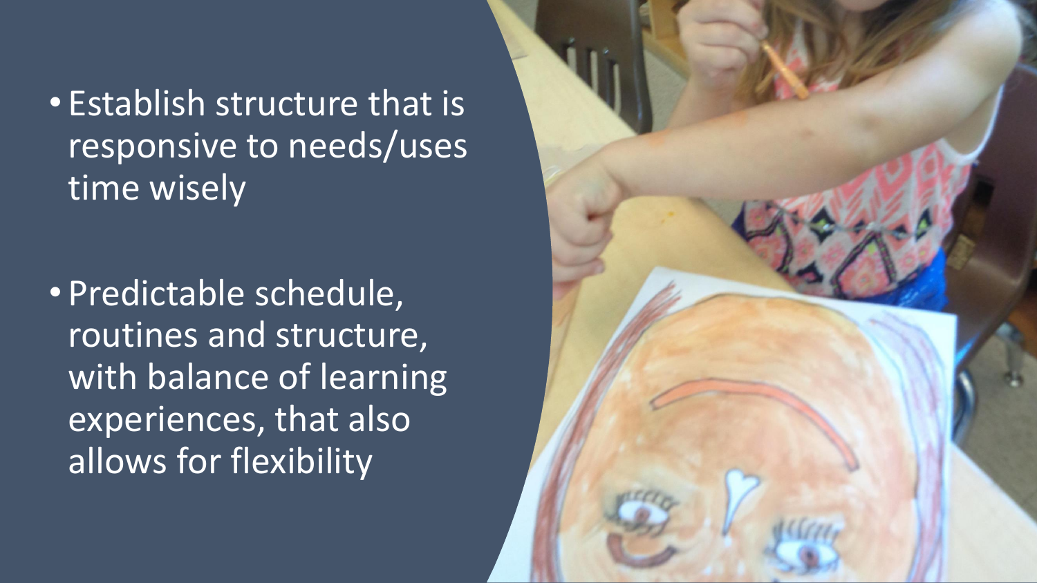- Establish structure that is responsive to needs/uses time wisely
- Predictable schedule, routines and structure, with balance of learning experiences, that also allows for flexibility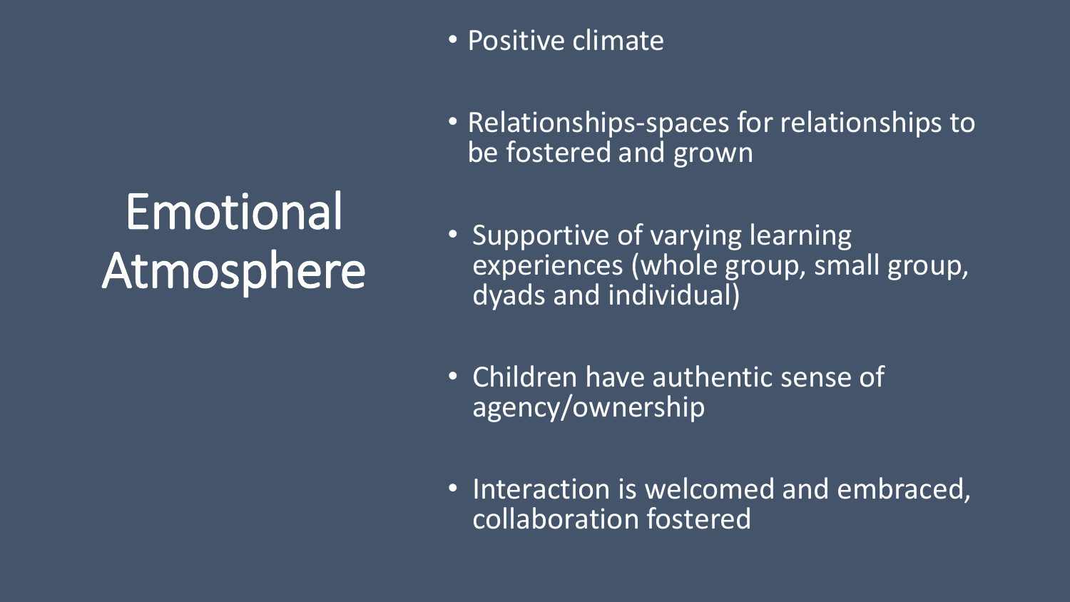# Emotional Atmosphere

- Positive climate
- Relationships-spaces for relationships to be fostered and grown
- Supportive of varying learning experiences (whole group, small group, dyads and individual)
- Children have authentic sense of agency/ownership
- Interaction is welcomed and embraced, collaboration fostered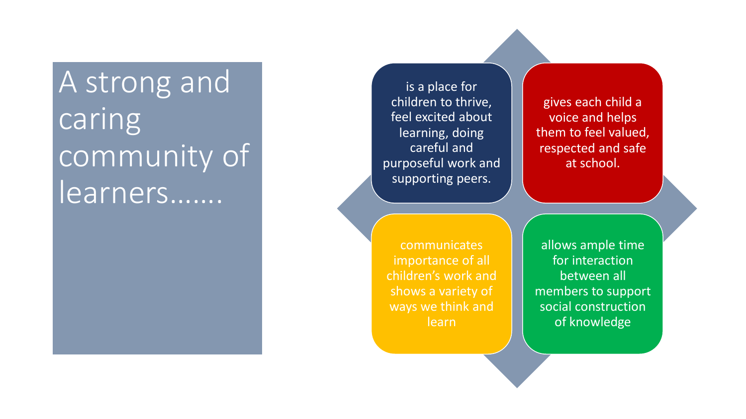# A strong and caring community of learners…….

- is a place for children to thrive, feel excited about learning, doing careful and purposeful work and supporting peers.
- gives each child a voice and helps them to feel valued, respected and safe at school.
- communicates importance of all children's work and shows a variety of ways we think and learn
- allows ample time for interaction between all members to support social construction of knowledge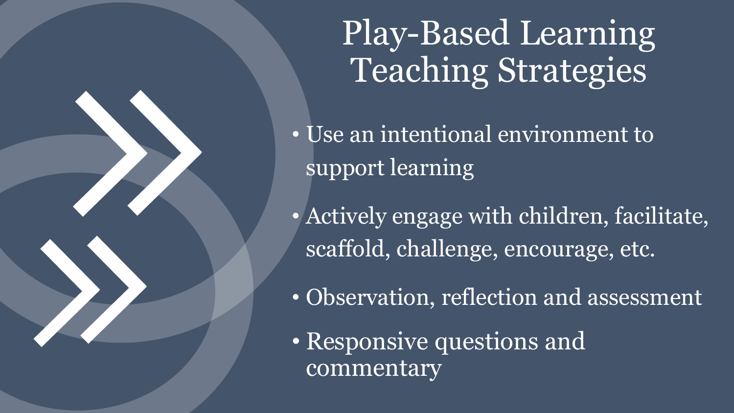# Play-Based Learning Teaching Strategies

- Use an intentional environment to support learning
- Actively engage with children, facilitate, scaffold, challenge, encourage, etc.
- Observation, reflection and assessment
- Responsive questions and commentary